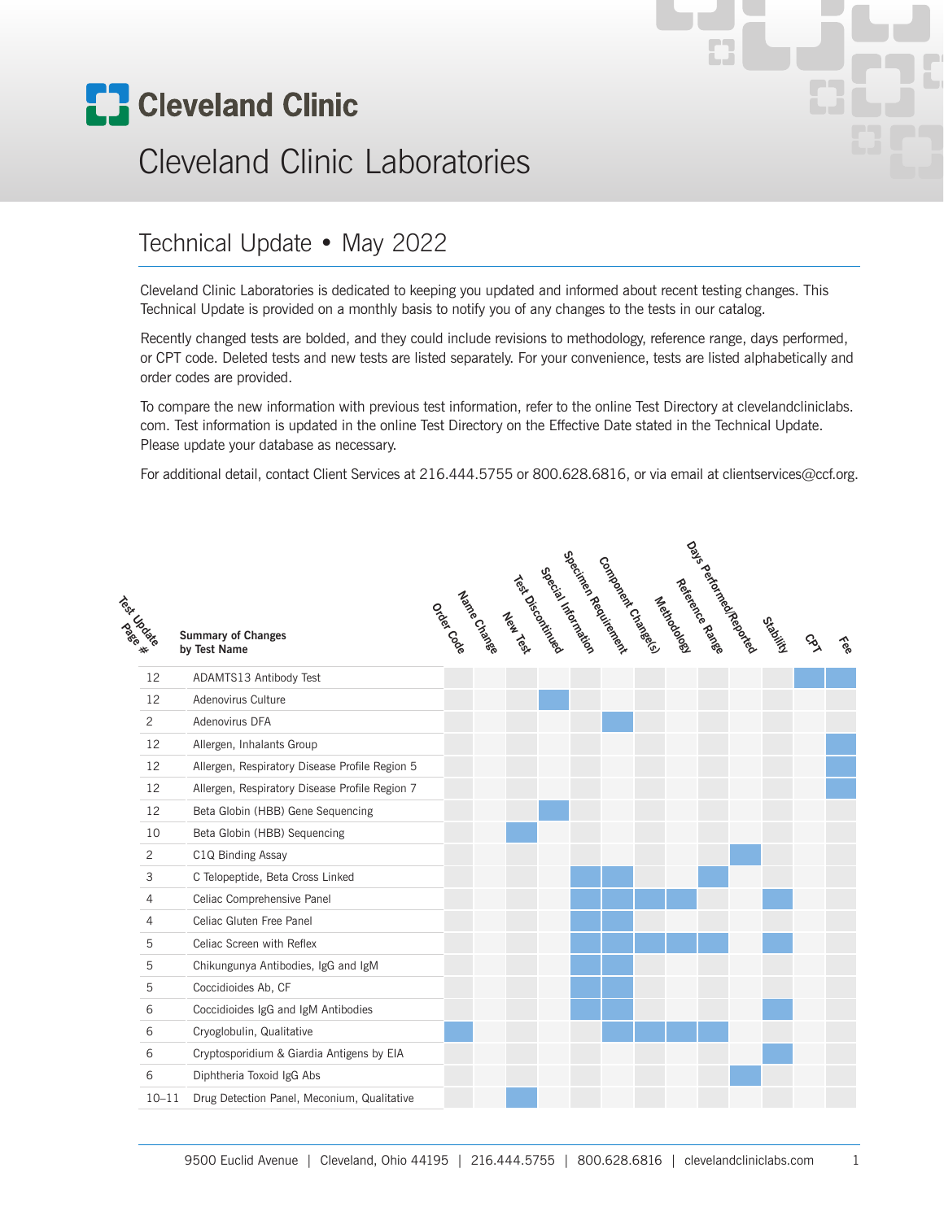# Cleveland Clinic

## Cleveland Clinic Laboratories

## Technical Update • May 2022

Cleveland Clinic Laboratories is dedicated to keeping you updated and informed about recent testing changes. This Technical Update is provided on a monthly basis to notify you of any changes to the tests in our catalog.

Recently changed tests are bolded, and they could include revisions to methodology, reference range, days performed, or CPT code. Deleted tests and new tests are listed separately. For your convenience, tests are listed alphabetically and order codes are provided.

To compare the new information with previous test information, refer to the online Test Directory at clevelandcliniclabs.com. Test information is updated in the online Test Directory on the Effective Date stated in the Technical Update. Please update your database as necessary.

For additional detail, contact Client Services at 216.444.5755 or 800.628.6816, or via email at clientservices@ccf.org.

| Test Update Page # | Summary of Changes by Test Name | Order Code | Name Change | New Test | Test Discontinued | Special Information | Specimen Requirement | Component Change(s) | Methodology | Reference Range | Days Performed/Reported | Stability | CPT | Fee |
|---|---|---|---|---|---|---|---|---|---|---|---|---|---|---|
| 12 | ADAMTS13 Antibody Test | | | | | | | | | | | | X | X |
| 12 | Adenovirus Culture | | | | X | | | | | | | | | |
| 2 | Adenovirus DFA | | | | | | X | | | | | | | |
| 12 | Allergen, Inhalants Group | | | | | | | | | | | | | X |
| 12 | Allergen, Respiratory Disease Profile Region 5 | | | | | | | | | | | | | X |
| 12 | Allergen, Respiratory Disease Profile Region 7 | | | | | | | | | | | | | X |
| 12 | Beta Globin (HBB) Gene Sequencing | | | | X | | | | | | | | | |
| 10 | Beta Globin (HBB) Sequencing | | | X | | | | | | | | | | |
| 2 | C1Q Binding Assay | | | | | | | | | | X | | | |
| 3 | C Telopeptide, Beta Cross Linked | | | | | X | X | | | X | | | | |
| 4 | Celiac Comprehensive Panel | | | | | X | X | X | X | | | X | | |
| 4 | Celiac Gluten Free Panel | | | | | X | X | | | | | | | |
| 5 | Celiac Screen with Reflex | | | | | X | X | X | X | X | | X | | |
| 5 | Chikungunya Antibodies, IgG and IgM | | | | | X | X | | | | | | | |
| 5 | Coccidioides Ab, CF | | | | | X | X | | | | | | | |
| 6 | Coccidioides IgG and IgM Antibodies | | | | | X | X | | | | | X | | |
| 6 | Cryoglobulin, Qualitative | X | | | | | X | X | X | X | | | | |
| 6 | Cryptosporidium & Giardia Antigens by EIA | | | | | | | | | | | X | | |
| 6 | Diphtheria Toxoid IgG Abs | | | | | | | | | | X | | | |
| 10–11 | Drug Detection Panel, Meconium, Qualitative | | | X | | | | | | | | | | |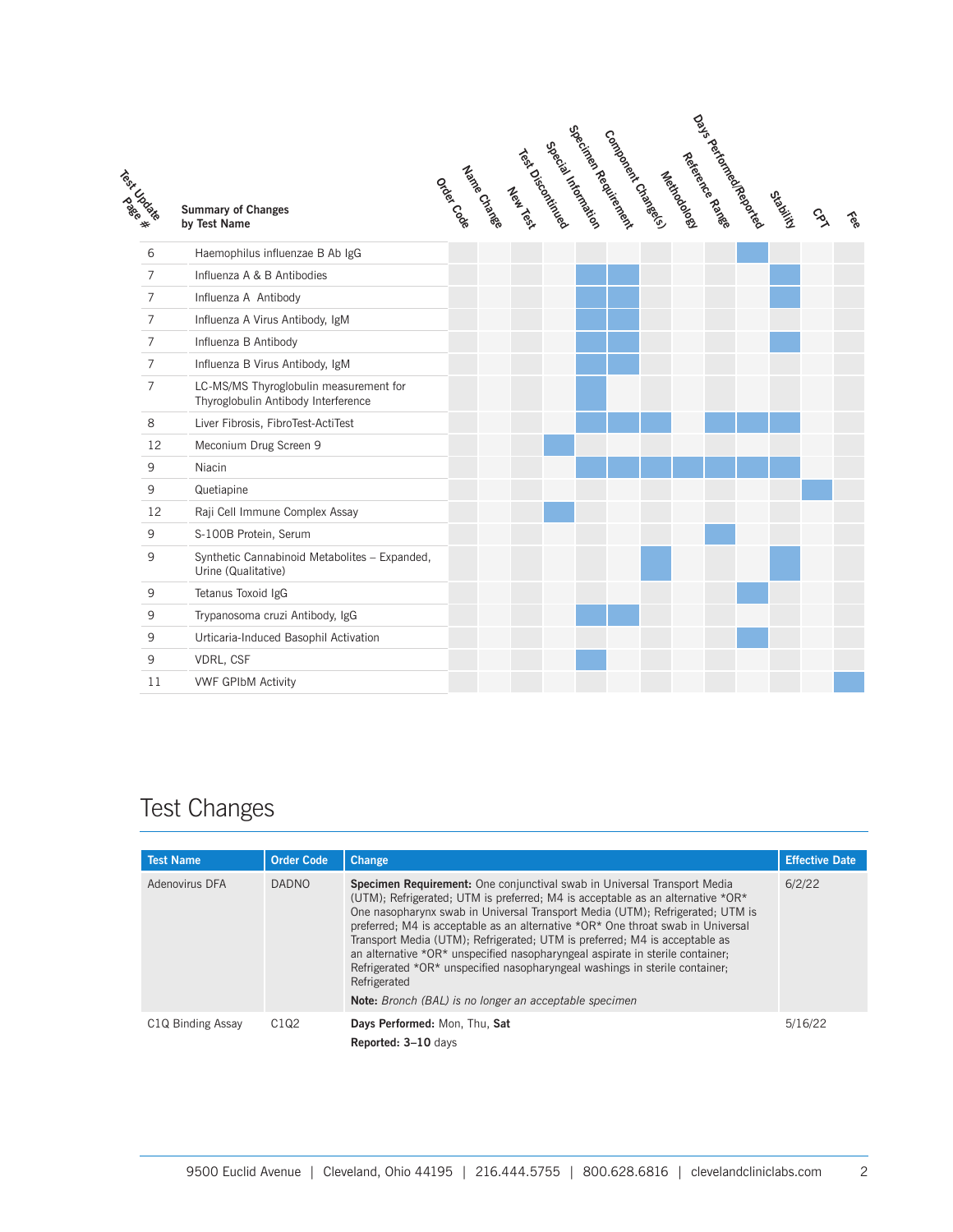| Test Update Page # | Summary of Changes by Test Name | Order Code | Name Change | New Test | Test Discontinued | Special Information | Specimen Requirement | Component Change(s) | Methodology | Reference Range | Days Performed/Reported | Stability | CPT | Fee |
|---|---|---|---|---|---|---|---|---|---|---|---|---|---|---|
| 6 | Haemophilus influenzae B Ab IgG | | | | | | | | | | X | | | |
| 7 | Influenza A & B Antibodies | | | | | X | X | | | | | X | | |
| 7 | Influenza A Antibody | | | | | X | X | | | | | X | | |
| 7 | Influenza A Virus Antibody, IgM | | | | | X | X | | | | | | | |
| 7 | Influenza B Antibody | | | | | X | X | | | | | X | | |
| 7 | Influenza B Virus Antibody, IgM | | | | | X | X | | | | | | | |
| 7 | LC-MS/MS Thyroglobulin measurement for Thyroglobulin Antibody Interference | | | | | X | | | | | | | | |
| 8 | Liver Fibrosis, FibroTest-ActiTest | | | | | X | X | X | | X | X | X | | |
| 12 | Meconium Drug Screen 9 | | | | X | | | | | | | | | |
| 9 | Niacin | | | | | X | X | X | X | X | X | X | | |
| 9 | Quetiapine | | | | | | | | | | | | X | |
| 12 | Raji Cell Immune Complex Assay | | | | X | | | | | | | | | |
| 9 | S-100B Protein, Serum | | | | | | | | | X | | | | |
| 9 | Synthetic Cannabinoid Metabolites – Expanded, Urine (Qualitative) | | | | | | | X | | | | X | | |
| 9 | Tetanus Toxoid IgG | | | | | | | | | | X | | | |
| 9 | Trypanosoma cruzi Antibody, IgG | | | | | X | X | | | | | | | |
| 9 | Urticaria-Induced Basophil Activation | | | | | | | | | | X | | | |
| 9 | VDRL, CSF | | | | | X | | | | | | | | |
| 11 | VWF GPIbM Activity | | | | | | | | | | | | | X |

# Test Changes

| Test Name | Order Code | Change | Effective Date |
|---|---|---|---|
| Adenovirus DFA | DADNO | **Specimen Requirement:** One conjunctival swab in Universal Transport Media (UTM); Refrigerated; UTM is preferred; M4 is acceptable as an alternative *OR* One nasopharynx swab in Universal Transport Media (UTM); Refrigerated; UTM is preferred; M4 is acceptable as an alternative *OR* One throat swab in Universal Transport Media (UTM); Refrigerated; UTM is preferred; M4 is acceptable as an alternative *OR* unspecified nasopharyngeal aspirate in sterile container; Refrigerated *OR* unspecified nasopharyngeal washings in sterile container; Refrigerated<br>**Note:** *Bronch (BAL) is no longer an acceptable specimen* | 6/2/22 |
| C1Q Binding Assay | C1Q2 | **Days Performed:** Mon, Thu, **Sat**<br>**Reported: 3–10** days | 5/16/22 |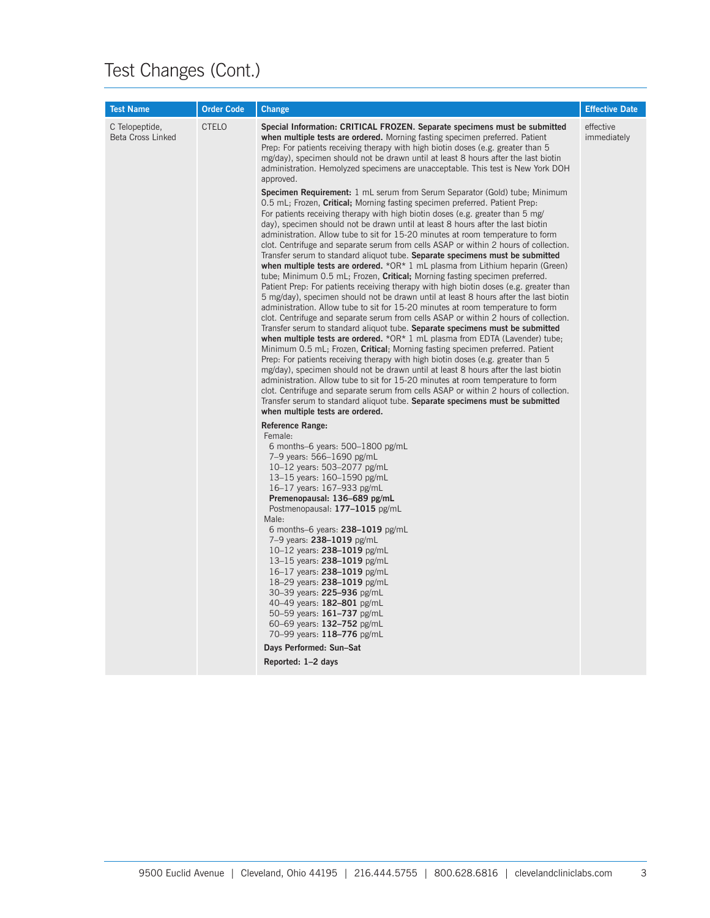# Test Changes (Cont.)

| Test Name | Order Code | Change | Effective Date |
|---|---|---|---|
| C Telopeptide, Beta Cross Linked | CTELO | **Special Information: CRITICAL FROZEN. Separate specimens must be submitted when multiple tests are ordered.** Morning fasting specimen preferred. Patient Prep: For patients receiving therapy with high biotin doses (e.g. greater than 5 mg/day), specimen should not be drawn until at least 8 hours after the last biotin administration. Hemolyzed specimens are unacceptable. This test is New York DOH approved.<br><br>**Specimen Requirement:** 1 mL serum from Serum Separator (Gold) tube; Minimum 0.5 mL; Frozen, **Critical;** Morning fasting specimen preferred. Patient Prep: For patients receiving therapy with high biotin doses (e.g. greater than 5 mg/day), specimen should not be drawn until at least 8 hours after the last biotin administration. Allow tube to sit for 15-20 minutes at room temperature to form clot. Centrifuge and separate serum from cells ASAP or within 2 hours of collection. Transfer serum to standard aliquot tube. **Separate specimens must be submitted when multiple tests are ordered.** *OR* 1 mL plasma from Lithium heparin (Green) tube; Minimum 0.5 mL; Frozen, **Critical;** Morning fasting specimen preferred. Patient Prep: For patients receiving therapy with high biotin doses (e.g. greater than 5 mg/day), specimen should not be drawn until at least 8 hours after the last biotin administration. Allow tube to sit for 15-20 minutes at room temperature to form clot. Centrifuge and separate serum from cells ASAP or within 2 hours of collection. Transfer serum to standard aliquot tube. **Separate specimens must be submitted when multiple tests are ordered.** *OR* 1 mL plasma from EDTA (Lavender) tube; Minimum 0.5 mL; Frozen, **Critical**; Morning fasting specimen preferred. Patient Prep: For patients receiving therapy with high biotin doses (e.g. greater than 5 mg/day), specimen should not be drawn until at least 8 hours after the last biotin administration. Allow tube to sit for 15-20 minutes at room temperature to form clot. Centrifuge and separate serum from cells ASAP or within 2 hours of collection. Transfer serum to standard aliquot tube. **Separate specimens must be submitted when multiple tests are ordered.**<br><br>**Reference Range:**<br>Female:<br>6 months–6 years: 500–1800 pg/mL<br>7–9 years: 566–1690 pg/mL<br>10–12 years: 503–2077 pg/mL<br>13–15 years: 160–1590 pg/mL<br>16–17 years: 167–933 pg/mL<br>**Premenopausal: 136–689 pg/mL**<br>Postmenopausal: **177–1015** pg/mL<br>Male:<br>6 months–6 years: **238–1019** pg/mL<br>7–9 years: **238–1019** pg/mL<br>10–12 years: **238–1019** pg/mL<br>13–15 years: **238–1019** pg/mL<br>16–17 years: **238–1019** pg/mL<br>18–29 years: **238–1019** pg/mL<br>30–39 years: **225–936** pg/mL<br>40–49 years: **182–801** pg/mL<br>50–59 years: **161–737** pg/mL<br>60–69 years: **132–752** pg/mL<br>70–99 years: **118–776** pg/mL<br><br>**Days Performed: Sun–Sat**<br><br>**Reported: 1–2 days** | effective immediately |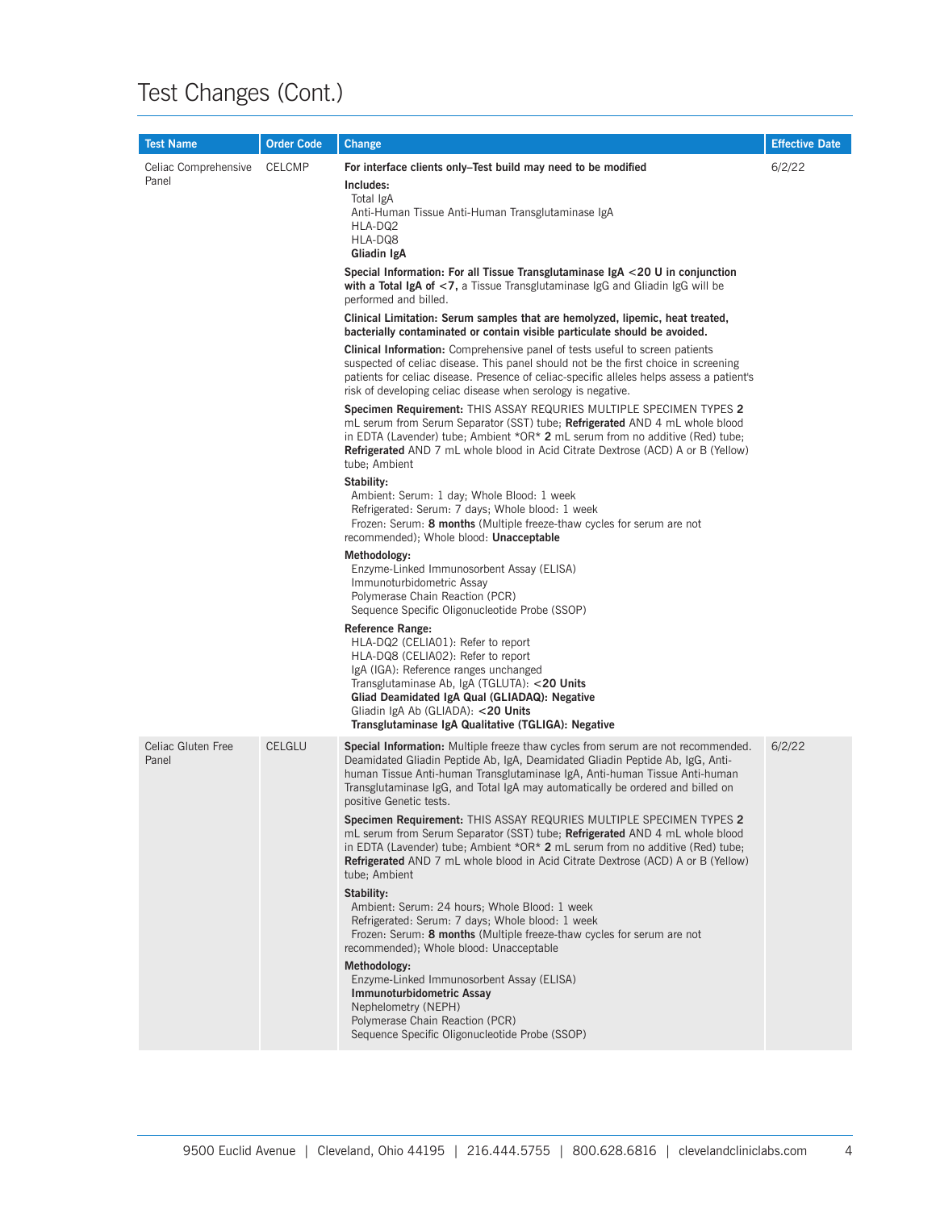# Test Changes (Cont.)

| Test Name | Order Code | Change | Effective Date |
|---|---|---|---|
| Celiac Comprehensive Panel | CELCMP | **For interface clients only–Test build may need to be modified**<br><br>**Includes:**<br>Total IgA<br>Anti-Human Tissue Anti-Human Transglutaminase IgA<br>HLA-DQ2<br>HLA-DQ8<br>**Gliadin IgA**<br><br>**Special Information: For all Tissue Transglutaminase IgA <20 U in conjunction with a Total IgA of <7,** a Tissue Transglutaminase IgG and Gliadin IgG will be performed and billed.<br><br>**Clinical Limitation: Serum samples that are hemolyzed, lipemic, heat treated, bacterially contaminated or contain visible particulate should be avoided.**<br><br>**Clinical Information:** Comprehensive panel of tests useful to screen patients suspected of celiac disease. This panel should not be the first choice in screening patients for celiac disease. Presence of celiac-specific alleles helps assess a patient's risk of developing celiac disease when serology is negative.<br><br>**Specimen Requirement:** THIS ASSAY REQURIES MULTIPLE SPECIMEN TYPES **2** mL serum from Serum Separator (SST) tube; **Refrigerated** AND 4 mL whole blood in EDTA (Lavender) tube; Ambient \*OR\* **2** mL serum from no additive (Red) tube; **Refrigerated** AND 7 mL whole blood in Acid Citrate Dextrose (ACD) A or B (Yellow) tube; Ambient<br><br>**Stability:**<br>Ambient: Serum: 1 day; Whole Blood: 1 week<br>Refrigerated: Serum: 7 days; Whole blood: 1 week<br>Frozen: Serum: **8 months** (Multiple freeze-thaw cycles for serum are not recommended); Whole blood: **Unacceptable**<br><br>**Methodology:**<br>Enzyme-Linked Immunosorbent Assay (ELISA)<br>Immunoturbidometric Assay<br>Polymerase Chain Reaction (PCR)<br>Sequence Specific Oligonucleotide Probe (SSOP)<br><br>**Reference Range:**<br>HLA-DQ2 (CELIA01): Refer to report<br>HLA-DQ8 (CELIA02): Refer to report<br>IgA (IGA): Reference ranges unchanged<br>Transglutaminase Ab, IgA (TGLUTA): **<20 Units**<br>**Gliad Deamidated IgA Qual (GLIADAQ): Negative**<br>Gliadin IgA Ab (GLIADA): **<20 Units**<br>**Transglutaminase IgA Qualitative (TGLIGA): Negative** | 6/2/22 |
| Celiac Gluten Free Panel | CELGLU | **Special Information:** Multiple freeze thaw cycles from serum are not recommended. Deamidated Gliadin Peptide Ab, IgA, Deamidated Gliadin Peptide Ab, IgG, Anti-human Tissue Anti-human Transglutaminase IgA, Anti-human Tissue Anti-human Transglutaminase IgG, and Total IgA may automatically be ordered and billed on positive Genetic tests.<br><br>**Specimen Requirement:** THIS ASSAY REQURIES MULTIPLE SPECIMEN TYPES **2** mL serum from Serum Separator (SST) tube; **Refrigerated** AND 4 mL whole blood in EDTA (Lavender) tube; Ambient \*OR\* **2** mL serum from no additive (Red) tube; **Refrigerated** AND 7 mL whole blood in Acid Citrate Dextrose (ACD) A or B (Yellow) tube; Ambient<br><br>**Stability:**<br>Ambient: Serum: 24 hours; Whole Blood: 1 week<br>Refrigerated: Serum: 7 days; Whole blood: 1 week<br>Frozen: Serum: **8 months** (Multiple freeze-thaw cycles for serum are not recommended); Whole blood: Unacceptable<br><br>**Methodology:**<br>Enzyme-Linked Immunosorbent Assay (ELISA)<br>**Immunoturbidometric Assay**<br>Nephelometry (NEPH)<br>Polymerase Chain Reaction (PCR)<br>Sequence Specific Oligonucleotide Probe (SSOP) | 6/2/22 |

9500 Euclid Avenue | Cleveland, Ohio 44195 | 216.444.5755 | 800.628.6816 | clevelandcliniclabs.com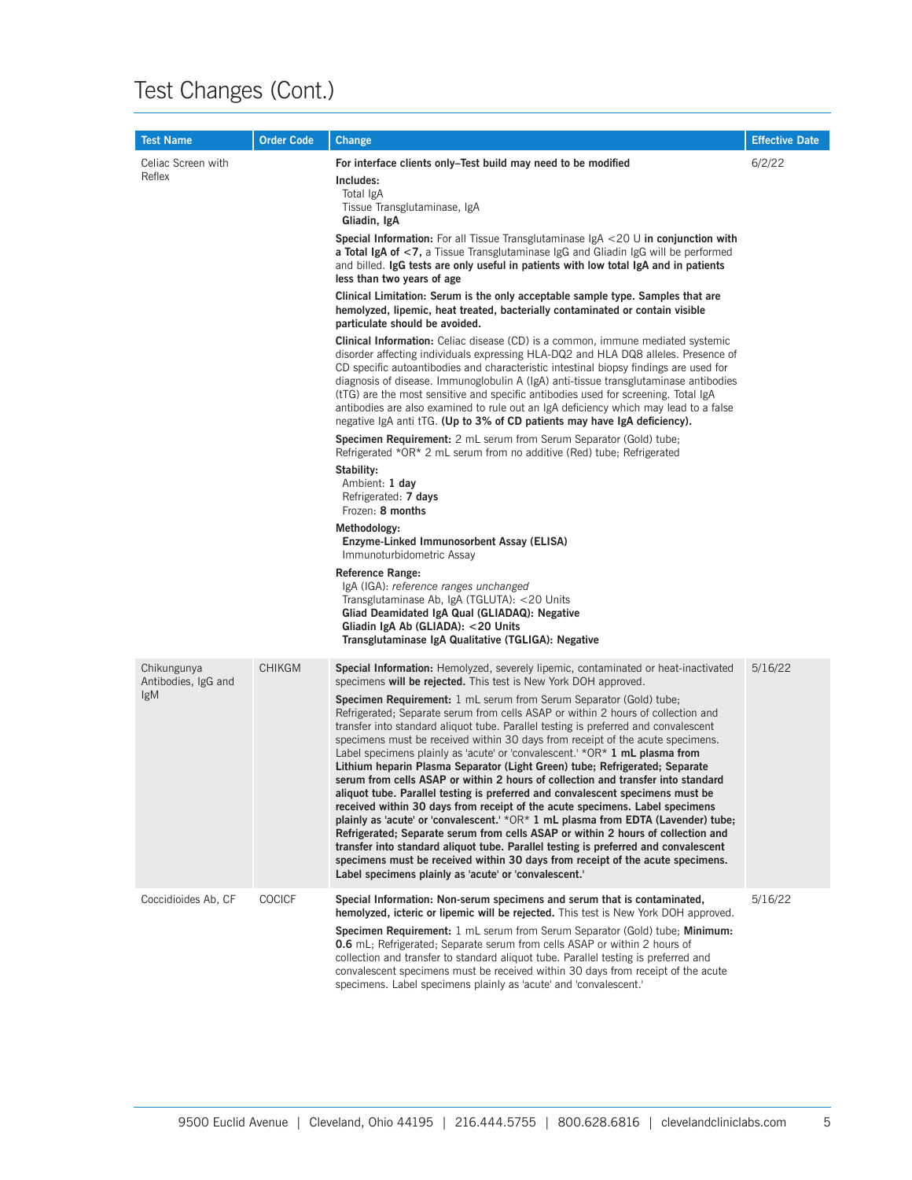# Test Changes (Cont.)

| Test Name | Order Code | Change | Effective Date |
|---|---|---|---|
| Celiac Screen with Reflex | | **For interface clients only–Test build may need to be modified**<br>**Includes:**<br>Total IgA<br>Tissue Transglutaminase, IgA<br>**Gliadin, IgA**<br>**Special Information:** For all Tissue Transglutaminase IgA <20 U **in conjunction with a Total IgA of <7,** a Tissue Transglutaminase IgG and Gliadin IgG will be performed and billed. **IgG tests are only useful in patients with low total IgA and in patients less than two years of age**<br>**Clinical Limitation: Serum is the only acceptable sample type. Samples that are hemolyzed, lipemic, heat treated, bacterially contaminated or contain visible particulate should be avoided.**<br>**Clinical Information:** Celiac disease (CD) is a common, immune mediated systemic disorder affecting individuals expressing HLA-DQ2 and HLA DQ8 alleles. Presence of CD specific autoantibodies and characteristic intestinal biopsy findings are used for diagnosis of disease. Immunoglobulin A (IgA) anti-tissue transglutaminase antibodies (tTG) are the most sensitive and specific antibodies used for screening. Total IgA antibodies are also examined to rule out an IgA deficiency which may lead to a false negative IgA anti tTG. **(Up to 3% of CD patients may have IgA deficiency).**<br>**Specimen Requirement:** 2 mL serum from Serum Separator (Gold) tube; Refrigerated *OR* 2 mL serum from no additive (Red) tube; Refrigerated<br>**Stability:**<br>Ambient: **1 day**<br>Refrigerated: **7 days**<br>Frozen: **8 months**<br>**Methodology:**<br>**Enzyme-Linked Immunosorbent Assay (ELISA)**<br>Immunoturbidometric Assay<br>**Reference Range:**<br>IgA (IGA): *reference ranges unchanged*<br>Transglutaminase Ab, IgA (TGLUTA): <20 Units<br>**Gliad Deamidated IgA Qual (GLIADAQ): Negative**<br>**Gliadin IgA Ab (GLIADA): <20 Units**<br>**Transglutaminase IgA Qualitative (TGLIGA): Negative** | 6/2/22 |
| Chikungunya Antibodies, IgG and IgM | CHIKGM | **Special Information:** Hemolyzed, severely lipemic, contaminated or heat-inactivated specimens **will be rejected.** This test is New York DOH approved.<br>**Specimen Requirement:** 1 mL serum from Serum Separator (Gold) tube; Refrigerated; Separate serum from cells ASAP or within 2 hours of collection and transfer into standard aliquot tube. Parallel testing is preferred and convalescent specimens must be received within 30 days from receipt of the acute specimens. Label specimens plainly as 'acute' or 'convalescent.' *OR* **1 mL plasma from Lithium heparin Plasma Separator (Light Green) tube; Refrigerated; Separate serum from cells ASAP or within 2 hours of collection and transfer into standard aliquot tube. Parallel testing is preferred and convalescent specimens must be received within 30 days from receipt of the acute specimens. Label specimens plainly as 'acute' or 'convalescent.'** *OR* **1 mL plasma from EDTA (Lavender) tube; Refrigerated; Separate serum from cells ASAP or within 2 hours of collection and transfer into standard aliquot tube. Parallel testing is preferred and convalescent specimens must be received within 30 days from receipt of the acute specimens. Label specimens plainly as 'acute' or 'convalescent.'** | 5/16/22 |
| Coccidioides Ab, CF | COCICF | **Special Information: Non-serum specimens and serum that is contaminated, hemolyzed, icteric or lipemic will be rejected.** This test is New York DOH approved.<br>**Specimen Requirement:** 1 mL serum from Serum Separator (Gold) tube; **Minimum: 0.6** mL; Refrigerated; Separate serum from cells ASAP or within 2 hours of collection and transfer to standard aliquot tube. Parallel testing is preferred and convalescent specimens must be received within 30 days from receipt of the acute specimens. Label specimens plainly as 'acute' and 'convalescent.' | 5/16/22 |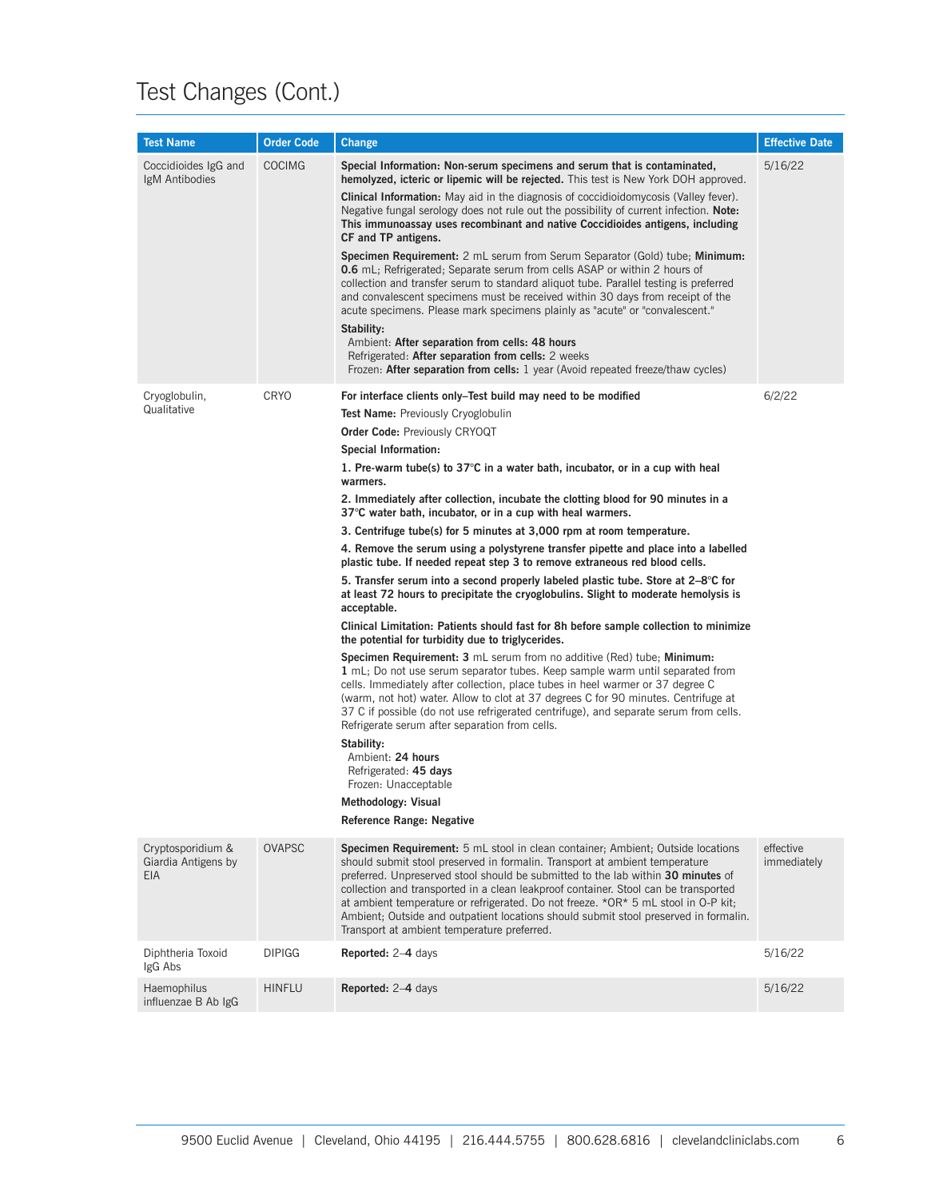# Test Changes (Cont.)

| Test Name | Order Code | Change | Effective Date |
|---|---|---|---|
| Coccidioides IgG and IgM Antibodies | COCIMG | **Special Information: Non-serum specimens and serum that is contaminated, hemolyzed, icteric or lipemic will be rejected.** This test is New York DOH approved.<br><br>**Clinical Information:** May aid in the diagnosis of coccidioidomycosis (Valley fever). Negative fungal serology does not rule out the possibility of current infection. **Note: This immunoassay uses recombinant and native Coccidioides antigens, including CF and TP antigens.**<br><br>**Specimen Requirement:** 2 mL serum from Serum Separator (Gold) tube; **Minimum: 0.6** mL; Refrigerated; Separate serum from cells ASAP or within 2 hours of collection and transfer serum to standard aliquot tube. Parallel testing is preferred and convalescent specimens must be received within 30 days from receipt of the acute specimens. Please mark specimens plainly as "acute" or "convalescent."<br><br>**Stability:**<br>Ambient: **After separation from cells: 48 hours**<br>Refrigerated: **After separation from cells:** 2 weeks<br>Frozen: **After separation from cells:** 1 year (Avoid repeated freeze/thaw cycles) | 5/16/22 |
| Cryoglobulin, Qualitative | CRYO | **For interface clients only–Test build may need to be modified**<br><br>**Test Name:** Previously Cryoglobulin<br><br>**Order Code:** Previously CRYOQT<br><br>**Special Information:**<br><br>**1. Pre-warm tube(s) to 37°C in a water bath, incubator, or in a cup with heal warmers.**<br><br>**2. Immediately after collection, incubate the clotting blood for 90 minutes in a 37°C water bath, incubator, or in a cup with heal warmers.**<br><br>**3. Centrifuge tube(s) for 5 minutes at 3,000 rpm at room temperature.**<br><br>**4. Remove the serum using a polystyrene transfer pipette and place into a labelled plastic tube. If needed repeat step 3 to remove extraneous red blood cells.**<br><br>**5. Transfer serum into a second properly labeled plastic tube. Store at 2–8°C for at least 72 hours to precipitate the cryoglobulins. Slight to moderate hemolysis is acceptable.**<br><br>**Clinical Limitation: Patients should fast for 8h before sample collection to minimize the potential for turbidity due to triglycerides.**<br><br>**Specimen Requirement: 3** mL serum from no additive (Red) tube; **Minimum: 1** mL; Do not use serum separator tubes. Keep sample warm until separated from cells. Immediately after collection, place tubes in heel warmer or 37 degree C (warm, not hot) water. Allow to clot at 37 degrees C for 90 minutes. Centrifuge at 37 C if possible (do not use refrigerated centrifuge), and separate serum from cells. Refrigerate serum after separation from cells.<br><br>**Stability:**<br>Ambient: **24 hours**<br>Refrigerated: **45 days**<br>Frozen: Unacceptable<br><br>**Methodology: Visual**<br><br>**Reference Range: Negative** | 6/2/22 |
| Cryptosporidium & Giardia Antigens by EIA | OVAPSC | **Specimen Requirement:** 5 mL stool in clean container; Ambient; Outside locations should submit stool preserved in formalin. Transport at ambient temperature preferred. Unpreserved stool should be submitted to the lab within **30 minutes** of collection and transported in a clean leakproof container. Stool can be transported at ambient temperature or refrigerated. Do not freeze. *OR* 5 mL stool in O-P kit; Ambient; Outside and outpatient locations should submit stool preserved in formalin. Transport at ambient temperature preferred. | effective immediately |
| Diphtheria Toxoid IgG Abs | DIPIGG | **Reported:** 2–**4** days | 5/16/22 |
| Haemophilus influenzae B Ab IgG | HINFLU | **Reported:** 2–**4** days | 5/16/22 |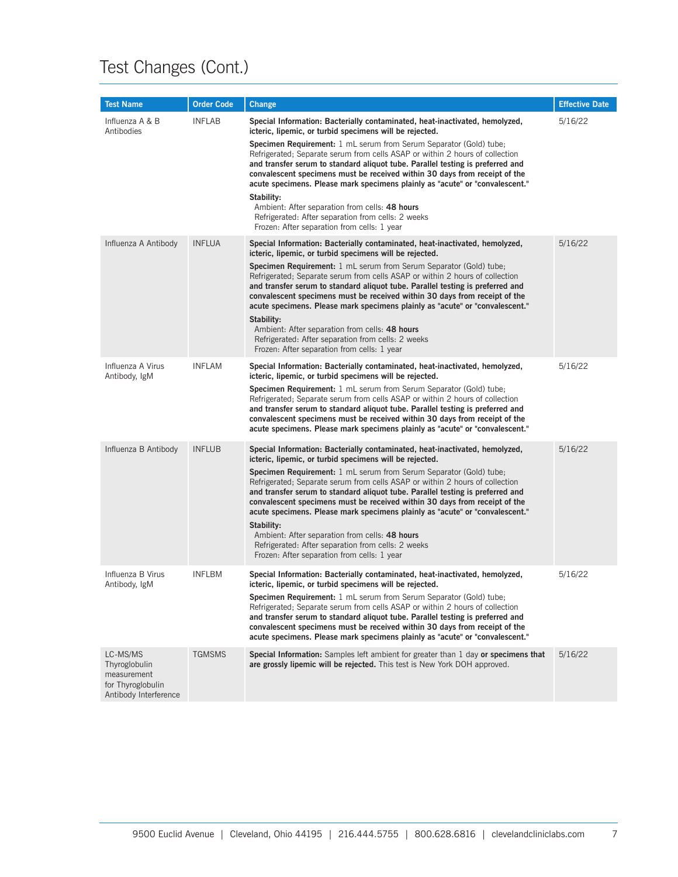## Test Changes (Cont.)

| Test Name | Order Code | Change | Effective Date |
|---|---|---|---|
| Influenza A & B Antibodies | INFLAB | **Special Information: Bacterially contaminated, heat-inactivated, hemolyzed, icteric, lipemic, or turbid specimens will be rejected.**<br><br>**Specimen Requirement:** 1 mL serum from Serum Separator (Gold) tube; Refrigerated; Separate serum from cells ASAP or within 2 hours of collection **and transfer serum to standard aliquot tube. Parallel testing is preferred and convalescent specimens must be received within 30 days from receipt of the acute specimens. Please mark specimens plainly as "acute" or "convalescent."**<br><br>**Stability:**<br>Ambient: After separation from cells: **48 hours**<br>Refrigerated: After separation from cells: 2 weeks<br>Frozen: After separation from cells: 1 year | 5/16/22 |
| Influenza A Antibody | INFLUA | **Special Information: Bacterially contaminated, heat-inactivated, hemolyzed, icteric, lipemic, or turbid specimens will be rejected.**<br><br>**Specimen Requirement:** 1 mL serum from Serum Separator (Gold) tube; Refrigerated; Separate serum from cells ASAP or within 2 hours of collection **and transfer serum to standard aliquot tube. Parallel testing is preferred and convalescent specimens must be received within 30 days from receipt of the acute specimens. Please mark specimens plainly as "acute" or "convalescent."**<br><br>**Stability:**<br>Ambient: After separation from cells: **48 hours**<br>Refrigerated: After separation from cells: 2 weeks<br>Frozen: After separation from cells: 1 year | 5/16/22 |
| Influenza A Virus Antibody, IgM | INFLAM | **Special Information: Bacterially contaminated, heat-inactivated, hemolyzed, icteric, lipemic, or turbid specimens will be rejected.**<br><br>**Specimen Requirement:** 1 mL serum from Serum Separator (Gold) tube; Refrigerated; Separate serum from cells ASAP or within 2 hours of collection **and transfer serum to standard aliquot tube. Parallel testing is preferred and convalescent specimens must be received within 30 days from receipt of the acute specimens. Please mark specimens plainly as "acute" or "convalescent."** | 5/16/22 |
| Influenza B Antibody | INFLUB | **Special Information: Bacterially contaminated, heat-inactivated, hemolyzed, icteric, lipemic, or turbid specimens will be rejected.**<br><br>**Specimen Requirement:** 1 mL serum from Serum Separator (Gold) tube; Refrigerated; Separate serum from cells ASAP or within 2 hours of collection **and transfer serum to standard aliquot tube. Parallel testing is preferred and convalescent specimens must be received within 30 days from receipt of the acute specimens. Please mark specimens plainly as "acute" or "convalescent."**<br><br>**Stability:**<br>Ambient: After separation from cells: **48 hours**<br>Refrigerated: After separation from cells: 2 weeks<br>Frozen: After separation from cells: 1 year | 5/16/22 |
| Influenza B Virus Antibody, IgM | INFLBM | **Special Information: Bacterially contaminated, heat-inactivated, hemolyzed, icteric, lipemic, or turbid specimens will be rejected.**<br><br>**Specimen Requirement:** 1 mL serum from Serum Separator (Gold) tube; Refrigerated; Separate serum from cells ASAP or within 2 hours of collection **and transfer serum to standard aliquot tube. Parallel testing is preferred and convalescent specimens must be received within 30 days from receipt of the acute specimens. Please mark specimens plainly as "acute" or "convalescent."** | 5/16/22 |
| LC-MS/MS Thyroglobulin measurement for Thyroglobulin Antibody Interference | TGMSMS | **Special Information:** Samples left ambient for greater than 1 day **or specimens that are grossly lipemic will be rejected.** This test is New York DOH approved. | 5/16/22 |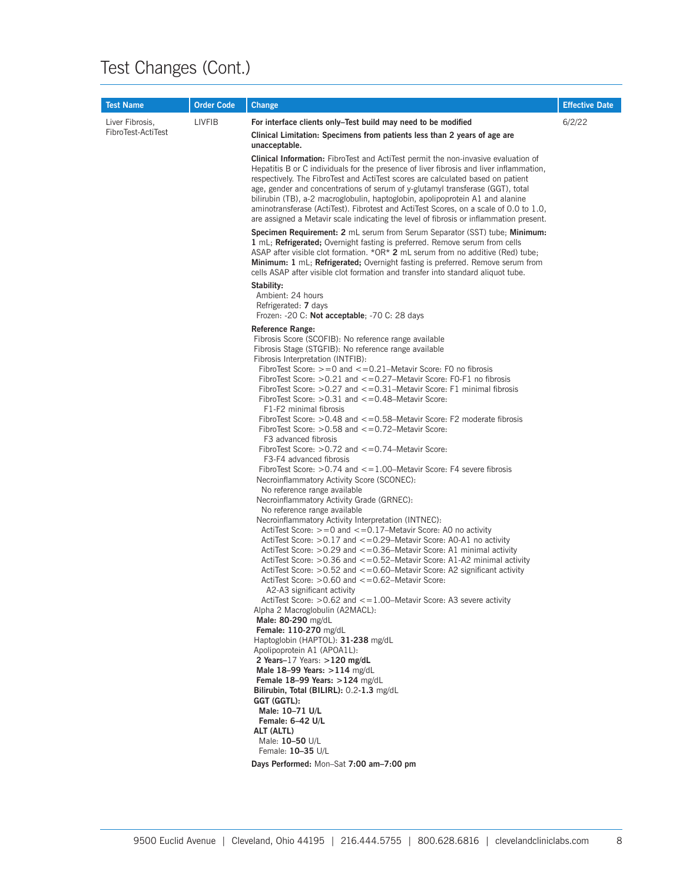# Test Changes (Cont.)

| Test Name | Order Code | Change | Effective Date |
|---|---|---|---|
| Liver Fibrosis, FibroTest-ActiTest | LIVFIB | **For interface clients only–Test build may need to be modified**<br><br>**Clinical Limitation: Specimens from patients less than 2 years of age are unacceptable.**<br><br>**Clinical Information:** FibroTest and ActiTest permit the non-invasive evaluation of Hepatitis B or C individuals for the presence of liver fibrosis and liver inflammation, respectively. The FibroTest and ActiTest scores are calculated based on patient age, gender and concentrations of serum of y-glutamyl transferase (GGT), total bilirubin (TB), a-2 macroglobulin, haptoglobin, apolipoprotein A1 and alanine aminotransferase (ActiTest). Fibrotest and ActiTest Scores, on a scale of 0.0 to 1.0, are assigned a Metavir scale indicating the level of fibrosis or inflammation present.<br><br>**Specimen Requirement: 2** mL serum from Serum Separator (SST) tube; **Minimum: 1** mL; **Refrigerated;** Overnight fasting is preferred. Remove serum from cells ASAP after visible clot formation. *OR* **2** mL serum from no additive (Red) tube; **Minimum: 1** mL; **Refrigerated;** Overnight fasting is preferred. Remove serum from cells ASAP after visible clot formation and transfer into standard aliquot tube.<br><br>**Stability:**<br>Ambient: 24 hours<br>Refrigerated: **7** days<br>Frozen: -20 C: **Not acceptable**; -70 C: 28 days<br><br>**Reference Range:**<br>Fibrosis Score (SCOFIB): No reference range available<br>Fibrosis Stage (STGFIB): No reference range available<br>Fibrosis Interpretation (INTFIB):<br>FibroTest Score: >=0 and <=0.21–Metavir Score: F0 no fibrosis<br>FibroTest Score: >0.21 and <=0.27–Metavir Score: F0-F1 no fibrosis<br>FibroTest Score: >0.27 and <=0.31–Metavir Score: F1 minimal fibrosis<br>FibroTest Score: >0.31 and <=0.48–Metavir Score: F1-F2 minimal fibrosis<br>FibroTest Score: >0.48 and <=0.58–Metavir Score: F2 moderate fibrosis<br>FibroTest Score: >0.58 and <=0.72–Metavir Score: F3 advanced fibrosis<br>FibroTest Score: >0.72 and <=0.74–Metavir Score: F3-F4 advanced fibrosis<br>FibroTest Score: >0.74 and <=1.00–Metavir Score: F4 severe fibrosis<br>Necroinflammatory Activity Score (SCONEC): No reference range available<br>Necroinflammatory Activity Grade (GRNEC): No reference range available<br>Necroinflammatory Activity Interpretation (INTNEC):<br>ActiTest Score: >=0 and <=0.17–Metavir Score: A0 no activity<br>ActiTest Score: >0.17 and <=0.29–Metavir Score: A0-A1 no activity<br>ActiTest Score: >0.29 and <=0.36–Metavir Score: A1 minimal activity<br>ActiTest Score: >0.36 and <=0.52–Metavir Score: A1-A2 minimal activity<br>ActiTest Score: >0.52 and <=0.60–Metavir Score: A2 significant activity<br>ActiTest Score: >0.60 and <=0.62–Metavir Score: A2-A3 significant activity<br>ActiTest Score: >0.62 and <=1.00–Metavir Score: A3 severe activity<br>Alpha 2 Macroglobulin (A2MACL):<br>**Male: 80-290** mg/dL<br>**Female: 110-270** mg/dL<br>Haptoglobin (HAPTOL): **31-238** mg/dL<br>Apolipoprotein A1 (APOA1L):<br>**2 Years**–17 Years: **>120 mg/dL**<br>**Male 18–99 Years: >114** mg/dL<br>**Female 18–99 Years: >124** mg/dL<br>**Bilirubin, Total (BILIRL):** 0.2-**1.3** mg/dL<br>**GGT (GGTL):**<br>**Male: 10–71 U/L**<br>**Female: 6–42 U/L**<br>**ALT (ALTL)**<br>Male: **10–50** U/L<br>Female: **10–35** U/L<br><br>**Days Performed:** Mon–Sat **7:00 am–7:00 pm** | 6/2/22 |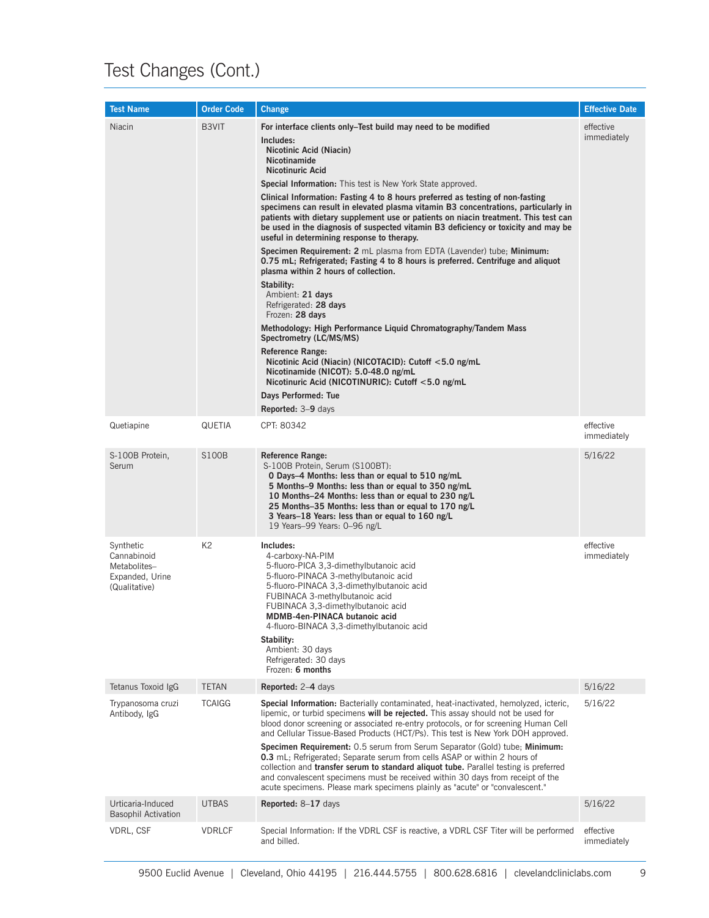# Test Changes (Cont.)

| Test Name | Order Code | Change | Effective Date |
|---|---|---|---|
| Niacin | B3VIT | **For interface clients only–Test build may need to be modified**<br>**Includes:**<br>**Nicotinic Acid (Niacin)**<br>**Nicotinamide**<br>**Nicotinuric Acid**<br>**Special Information:** This test is New York State approved.<br>**Clinical Information: Fasting 4 to 8 hours preferred as testing of non-fasting specimens can result in elevated plasma vitamin B3 concentrations, particularly in patients with dietary supplement use or patients on niacin treatment. This test can be used in the diagnosis of suspected vitamin B3 deficiency or toxicity and may be useful in determining response to therapy.**<br>**Specimen Requirement: 2** mL plasma from EDTA (Lavender) tube; **Minimum: 0.75 mL; Refrigerated; Fasting 4 to 8 hours is preferred. Centrifuge and aliquot plasma within 2 hours of collection.**<br>**Stability:**<br>Ambient: **21 days**<br>Refrigerated: **28 days**<br>Frozen: **28 days**<br>**Methodology: High Performance Liquid Chromatography/Tandem Mass Spectrometry (LC/MS/MS)**<br>**Reference Range:**<br>**Nicotinic Acid (Niacin) (NICOTACID): Cutoff <5.0 ng/mL**<br>**Nicotinamide (NICOT): 5.0-48.0 ng/mL**<br>**Nicotinuric Acid (NICOTINURIC): Cutoff <5.0 ng/mL**<br>**Days Performed: Tue**<br>**Reported:** 3–**9** days | effective immediately |
| Quetiapine | QUETIA | CPT: 80342 | effective immediately |
| S-100B Protein, Serum | S100B | **Reference Range:**<br>S-100B Protein, Serum (S100BT):<br>**0 Days–4 Months: less than or equal to 510 ng/mL**<br>**5 Months–9 Months: less than or equal to 350 ng/mL**<br>**10 Months–24 Months: less than or equal to 230 ng/L**<br>**25 Months–35 Months: less than or equal to 170 ng/L**<br>**3 Years–18 Years: less than or equal to 160 ng/L**<br>19 Years–99 Years: 0–96 ng/L | 5/16/22 |
| Synthetic Cannabinoid Metabolites–Expanded, Urine (Qualitative) | K2 | **Includes:**<br>4-carboxy-NA-PIM<br>5-fluoro-PICA 3,3-dimethylbutanoic acid<br>5-fluoro-PINACA 3-methylbutanoic acid<br>5-fluoro-PINACA 3,3-dimethylbutanoic acid<br>FUBINACA 3-methylbutanoic acid<br>FUBINACA 3,3-dimethylbutanoic acid<br>**MDMB-4en-PINACA butanoic acid**<br>4-fluoro-BINACA 3,3-dimethylbutanoic acid<br>**Stability:**<br>Ambient: 30 days<br>Refrigerated: 30 days<br>Frozen: **6 months** | effective immediately |
| Tetanus Toxoid IgG | TETAN | **Reported:** 2–**4** days | 5/16/22 |
| Trypanosoma cruzi Antibody, IgG | TCAIGG | **Special Information:** Bacterially contaminated, heat-inactivated, hemolyzed, icteric, lipemic, or turbid specimens **will be rejected.** This assay should not be used for blood donor screening or associated re-entry protocols, or for screening Human Cell and Cellular Tissue-Based Products (HCT/Ps). This test is New York DOH approved.<br>**Specimen Requirement:** 0.5 serum from Serum Separator (Gold) tube; **Minimum: 0.3** mL; Refrigerated; Separate serum from cells ASAP or within 2 hours of collection and **transfer serum to standard aliquot tube.** Parallel testing is preferred and convalescent specimens must be received within 30 days from receipt of the acute specimens. Please mark specimens plainly as "acute" or "convalescent." | 5/16/22 |
| Urticaria-Induced Basophil Activation | UTBAS | **Reported:** 8–**17** days | 5/16/22 |
| VDRL, CSF | VDRLCF | Special Information: If the VDRL CSF is reactive, a VDRL CSF Titer will be performed and billed. | effective immediately |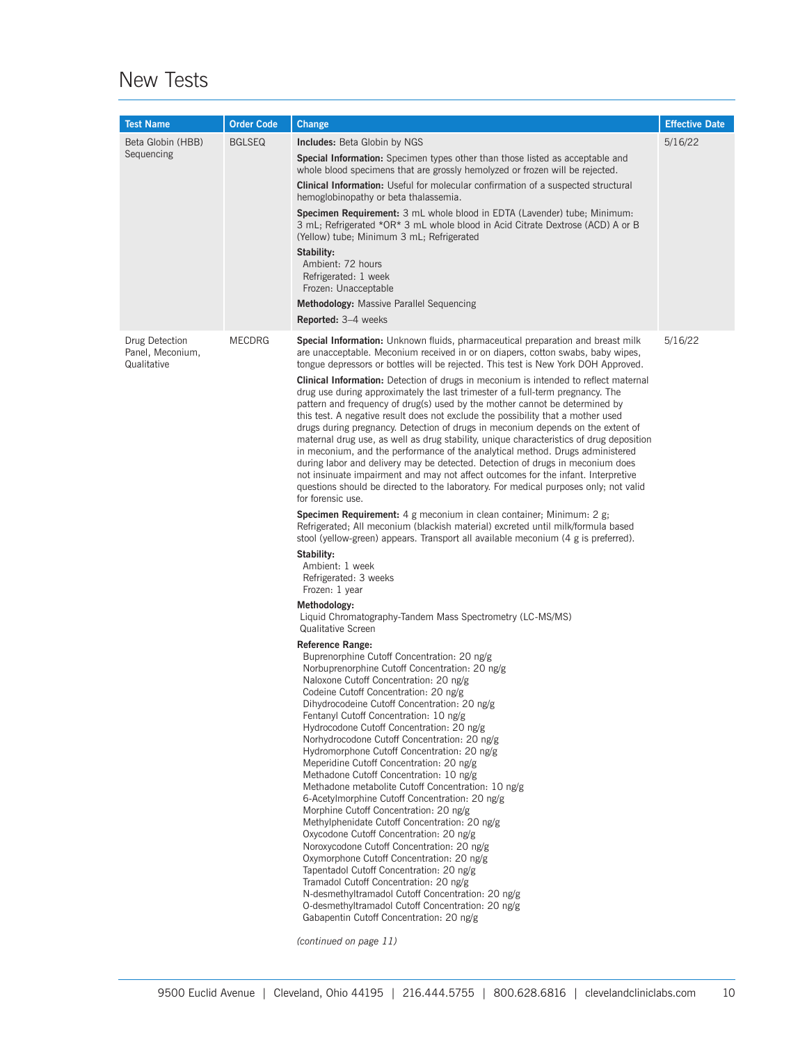# New Tests

| Test Name | Order Code | Change | Effective Date |
|---|---|---|---|
| Beta Globin (HBB) Sequencing | BGLSEQ | **Includes:** Beta Globin by NGS<br><br>**Special Information:** Specimen types other than those listed as acceptable and whole blood specimens that are grossly hemolyzed or frozen will be rejected.<br><br>**Clinical Information:** Useful for molecular confirmation of a suspected structural hemoglobinopathy or beta thalassemia.<br><br>**Specimen Requirement:** 3 mL whole blood in EDTA (Lavender) tube; Minimum: 3 mL; Refrigerated *OR* 3 mL whole blood in Acid Citrate Dextrose (ACD) A or B (Yellow) tube; Minimum 3 mL; Refrigerated<br><br>**Stability:**<br>Ambient: 72 hours<br>Refrigerated: 1 week<br>Frozen: Unacceptable<br><br>**Methodology:** Massive Parallel Sequencing<br><br>**Reported:** 3–4 weeks | 5/16/22 |
| Drug Detection Panel, Meconium, Qualitative | MECDRG | **Special Information:** Unknown fluids, pharmaceutical preparation and breast milk are unacceptable. Meconium received in or on diapers, cotton swabs, baby wipes, tongue depressors or bottles will be rejected. This test is New York DOH Approved.<br><br>**Clinical Information:** Detection of drugs in meconium is intended to reflect maternal drug use during approximately the last trimester of a full-term pregnancy. The pattern and frequency of drug(s) used by the mother cannot be determined by this test. A negative result does not exclude the possibility that a mother used drugs during pregnancy. Detection of drugs in meconium depends on the extent of maternal drug use, as well as drug stability, unique characteristics of drug deposition in meconium, and the performance of the analytical method. Drugs administered during labor and delivery may be detected. Detection of drugs in meconium does not insinuate impairment and may not affect outcomes for the infant. Interpretive questions should be directed to the laboratory. For medical purposes only; not valid for forensic use.<br><br>**Specimen Requirement:** 4 g meconium in clean container; Minimum: 2 g; Refrigerated; All meconium (blackish material) excreted until milk/formula based stool (yellow-green) appears. Transport all available meconium (4 g is preferred).<br><br>**Stability:**<br>Ambient: 1 week<br>Refrigerated: 3 weeks<br>Frozen: 1 year<br><br>**Methodology:**<br>Liquid Chromatography-Tandem Mass Spectrometry (LC-MS/MS) Qualitative Screen<br><br>**Reference Range:**<br>Buprenorphine Cutoff Concentration: 20 ng/g<br>Norbuprenorphine Cutoff Concentration: 20 ng/g<br>Naloxone Cutoff Concentration: 20 ng/g<br>Codeine Cutoff Concentration: 20 ng/g<br>Dihydrocodeine Cutoff Concentration: 20 ng/g<br>Fentanyl Cutoff Concentration: 10 ng/g<br>Hydrocodone Cutoff Concentration: 20 ng/g<br>Norhydrocodone Cutoff Concentration: 20 ng/g<br>Hydromorphone Cutoff Concentration: 20 ng/g<br>Meperidine Cutoff Concentration: 20 ng/g<br>Methadone Cutoff Concentration: 10 ng/g<br>Methadone metabolite Cutoff Concentration: 10 ng/g<br>6-Acetylmorphine Cutoff Concentration: 20 ng/g<br>Morphine Cutoff Concentration: 20 ng/g<br>Methylphenidate Cutoff Concentration: 20 ng/g<br>Oxycodone Cutoff Concentration: 20 ng/g<br>Noroxycodone Cutoff Concentration: 20 ng/g<br>Oxymorphone Cutoff Concentration: 20 ng/g<br>Tapentadol Cutoff Concentration: 20 ng/g<br>Tramadol Cutoff Concentration: 20 ng/g<br>N-desmethyltramadol Cutoff Concentration: 20 ng/g<br>O-desmethyltramadol Cutoff Concentration: 20 ng/g<br>Gabapentin Cutoff Concentration: 20 ng/g<br><br>*(continued on page 11)* | 5/16/22 |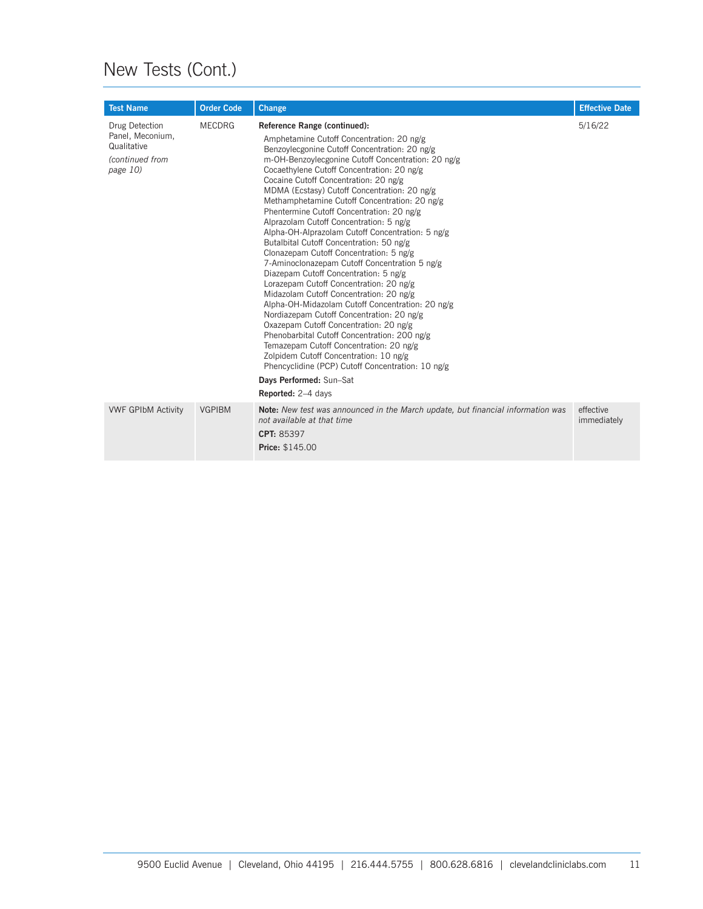# New Tests (Cont.)

| Test Name | Order Code | Change | Effective Date |
| --- | --- | --- | --- |
| Drug Detection Panel, Meconium, Qualitative *(continued from page 10)* | MECDRG | **Reference Range (continued):** Amphetamine Cutoff Concentration: 20 ng/g<br>Benzoylecgonine Cutoff Concentration: 20 ng/g<br>m-OH-Benzoylecgonine Cutoff Concentration: 20 ng/g<br>Cocaethylene Cutoff Concentration: 20 ng/g<br>Cocaine Cutoff Concentration: 20 ng/g<br>MDMA (Ecstasy) Cutoff Concentration: 20 ng/g<br>Methamphetamine Cutoff Concentration: 20 ng/g<br>Phentermine Cutoff Concentration: 20 ng/g<br>Alprazolam Cutoff Concentration: 5 ng/g<br>Alpha-OH-Alprazolam Cutoff Concentration: 5 ng/g<br>Butalbital Cutoff Concentration: 50 ng/g<br>Clonazepam Cutoff Concentration: 5 ng/g<br>7-Aminoclonazepam Cutoff Concentration 5 ng/g<br>Diazepam Cutoff Concentration: 5 ng/g<br>Lorazepam Cutoff Concentration: 20 ng/g<br>Midazolam Cutoff Concentration: 20 ng/g<br>Alpha-OH-Midazolam Cutoff Concentration: 20 ng/g<br>Nordiazepam Cutoff Concentration: 20 ng/g<br>Oxazepam Cutoff Concentration: 20 ng/g<br>Phenobarbital Cutoff Concentration: 200 ng/g<br>Temazepam Cutoff Concentration: 20 ng/g<br>Zolpidem Cutoff Concentration: 10 ng/g<br>Phencyclidine (PCP) Cutoff Concentration: 10 ng/g<br>**Days Performed:** Sun–Sat<br>**Reported:** 2–4 days | 5/16/22 |
| VWF GPIbM Activity | VGPIBM | **Note:** *New test was announced in the March update, but financial information was not available at that time*<br>**CPT:** 85397<br>**Price:** $145.00 | effective immediately |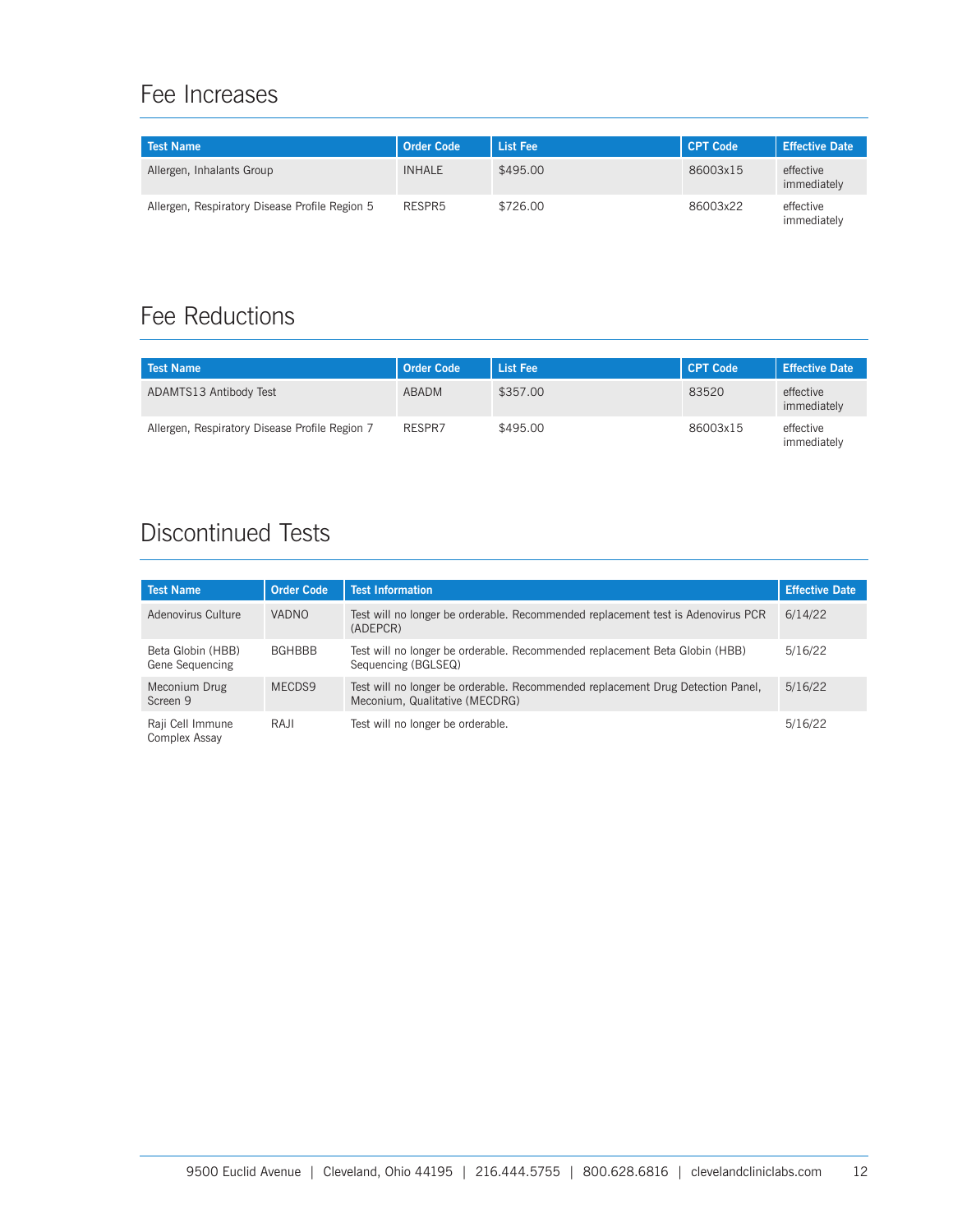## Fee Increases

| Test Name | Order Code | List Fee | CPT Code | Effective Date |
| --- | --- | --- | --- | --- |
| Allergen, Inhalants Group | INHALE | $495.00 | 86003x15 | effective immediately |
| Allergen, Respiratory Disease Profile Region 5 | RESPR5 | $726.00 | 86003x22 | effective immediately |

## Fee Reductions

| Test Name | Order Code | List Fee | CPT Code | Effective Date |
| --- | --- | --- | --- | --- |
| ADAMTS13 Antibody Test | ABADM | $357.00 | 83520 | effective immediately |
| Allergen, Respiratory Disease Profile Region 7 | RESPR7 | $495.00 | 86003x15 | effective immediately |

## Discontinued Tests

| Test Name | Order Code | Test Information | Effective Date |
| --- | --- | --- | --- |
| Adenovirus Culture | VADNO | Test will no longer be orderable. Recommended replacement test is Adenovirus PCR (ADEPCR) | 6/14/22 |
| Beta Globin (HBB) Gene Sequencing | BGHBBB | Test will no longer be orderable. Recommended replacement Beta Globin (HBB) Sequencing (BGLSEQ) | 5/16/22 |
| Meconium Drug Screen 9 | MECDS9 | Test will no longer be orderable. Recommended replacement Drug Detection Panel, Meconium, Qualitative (MECDRG) | 5/16/22 |
| Raji Cell Immune Complex Assay | RAJI | Test will no longer be orderable. | 5/16/22 |

9500 Euclid Avenue | Cleveland, Ohio 44195 | 216.444.5755 | 800.628.6816 | clevelandcliniclabs.com